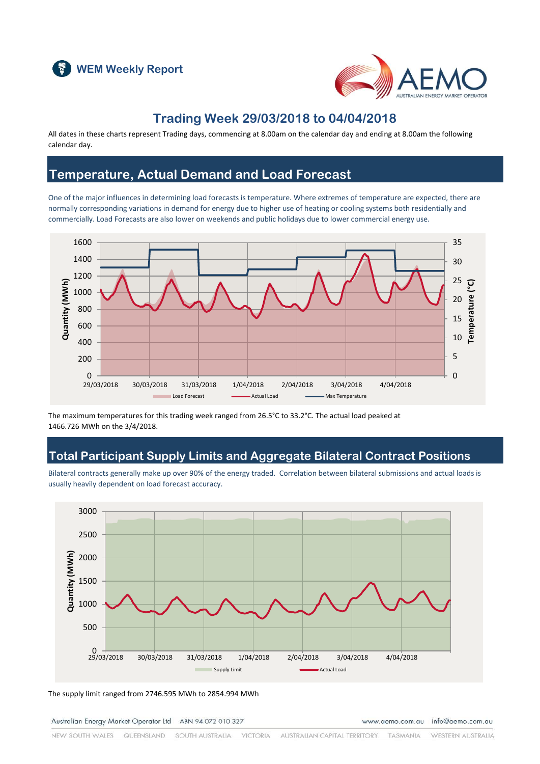# WEM Weekly Report

## Trading Week 29/03/2018 to 04/04/2018

All dates in these charts represent Trading days, commencing at 8.00am on the calendar day and ending at 8.00am the following calendar day.

## Temperature, Actual Demand and Load Forecast

One of the major influences in determining load forecasts is temperature. Where extremes of temperature are expected, there are normally corresponding variations in demand for energy due to higher use of heating or cooling systems both residentially and commercially. Load Forecasts are also lower on weekends and public holidays due to lower commercial energy use.

The maximum temperatures for this trading week ranged from 26.5°C to 33.2°C. The actual load peaked at 1466.726 MWh on the 3/4/2018.

## Total Participant Supply Limits and Aggregate Bilateral Contract Positions

Bilateral contracts generally make up over 90% of the energy traded. Correlation between bilateral submissions and actual loads is usually heavily dependent on load forecast accuracy.

The supply limit ranged from 2746.595 MWh to 2854.994 MWh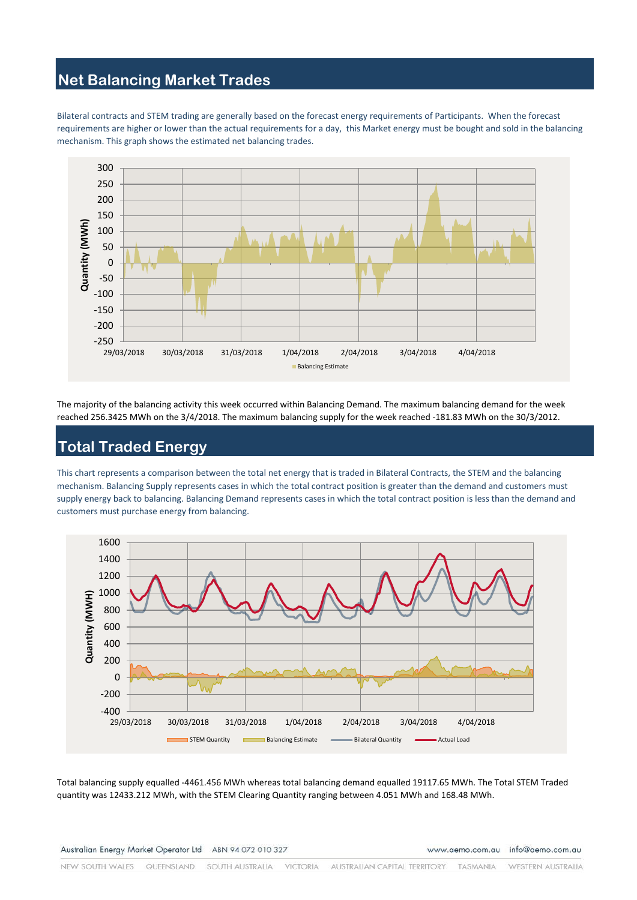## Net Balancing Market Trades

Bilateral contracts and STEM trading are generally based on the forecast energy requirements of Participants. When the forecast requirements are higher or lower than the actual requirements for a day, this Market energy must be bought and sold in the balancing mechanism. This graph shows the estimated net balancing trades.

The majority of the balancing activity this week occurred within Balancing Demand. The maximum balancing demand for the week reached 256.3425 MWh on the 3/4/2018. The maximum balancing supply for the week reached -181.83 MWh on the 30/3/2012.

## Total Traded Energy

This chart represents a comparison between the total net energy that is traded in Bilateral Contracts, the STEM and the balancing mechanism. Balancing Supply represents cases in which the total contract position is greater than the demand and customers must supply energy back to balancing. Balancing Demand represents cases in which the total contract position is less than the demand and customers must purchase energy from balancing.

Total balancing supply equalled -4461.456 MWh whereas total balancing demand equalled 19117.65 MWh. The Total STEM Traded quantity was 12433.212 MWh, with the STEM Clearing Quantity ranging between 4.051 MWh and 168.48 MWh.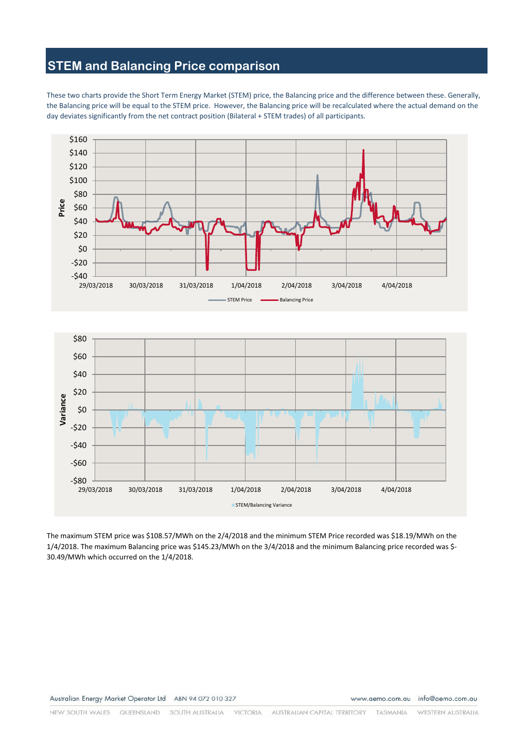## STEM and Balancing Price comparison

These two charts provide the Short Term Energy Market (STEM) price, the Balancing price and the difference between these. Generally, the Balancing price will be equal to the STEM price. However, the Balancing price will be recalculated where the actual demand on the day deviates significantly from the net contract position (Bilateral + STEM trades) of all participants.

Price

$160
$140
$120
$100
$80
$60
$40
$20
$0
-$20
-$40

29/03/2018 30/03/2018 31/03/2018 1/04/2018 2/04/2018 3/04/2018 4/04/2018

STEM Price
Balancing Price

Variance

$80
$60
$40
$20
$0
-$20
-$40
-$60
-$80

29/03/2018 30/03/2018 31/03/2018 1/04/2018 2/04/2018 3/04/2018 4/04/2018

STEM/Balancing Variance

The maximum STEM price was $108.57/MWh on the 2/4/2018 and the minimum STEM Price recorded was $18.19/MWh on the 1/4/2018. The maximum Balancing price was $145.23/MWh on the 3/4/2018 and the minimum Balancing price recorded was $-30.49/MWh which occurred on the 1/4/2018.